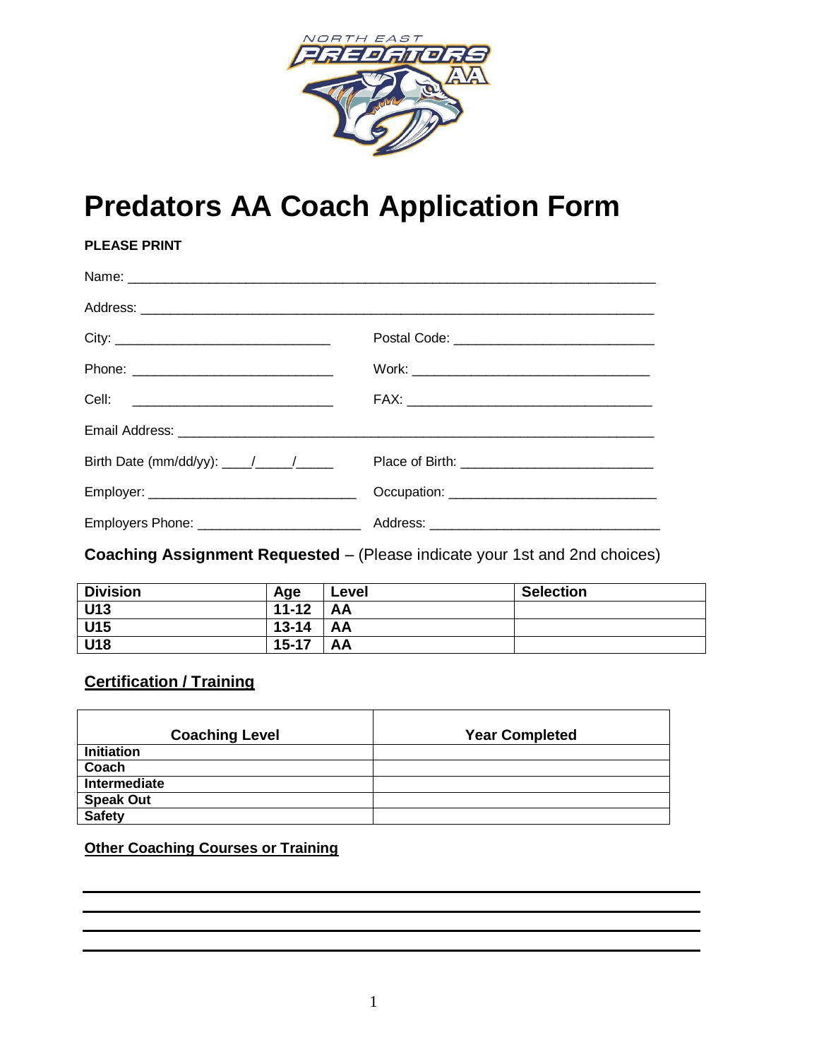# Predators AA Coach Application Form

**PLEASE PRINT**

Name: ___________________________________________________________________________

Address: _________________________________________________________________________

City: _____________________________ Postal Code: ___________________________

Phone: ___________________________ Work: _________________________________

Cell: ___________________________ FAX: _________________________________

Email Address: ____________________________________________________________________

Birth Date (mm/dd/yy): ____/_____/_____ Place of Birth: _________________________

Employer: ____________________________ Occupation: ____________________________

Employers Phone: ______________________ Address: ______________________________

**Coaching Assignment Requested** – (Please indicate your 1st and 2nd choices)

| Division | Age | Level | Selection |
|---|---|---|---|
| U13 | 11-12 | AA | |
| U15 | 13-14 | AA | |
| U18 | 15-17 | AA | |

## Certification / Training

| Coaching Level | Year Completed |
|---|---|
| Initiation | |
| Coach | |
| Intermediate | |
| Speak Out | |
| Safety | |

**Other Coaching Courses or Training**

___________________________________________________________________________

___________________________________________________________________________

___________________________________________________________________________

___________________________________________________________________________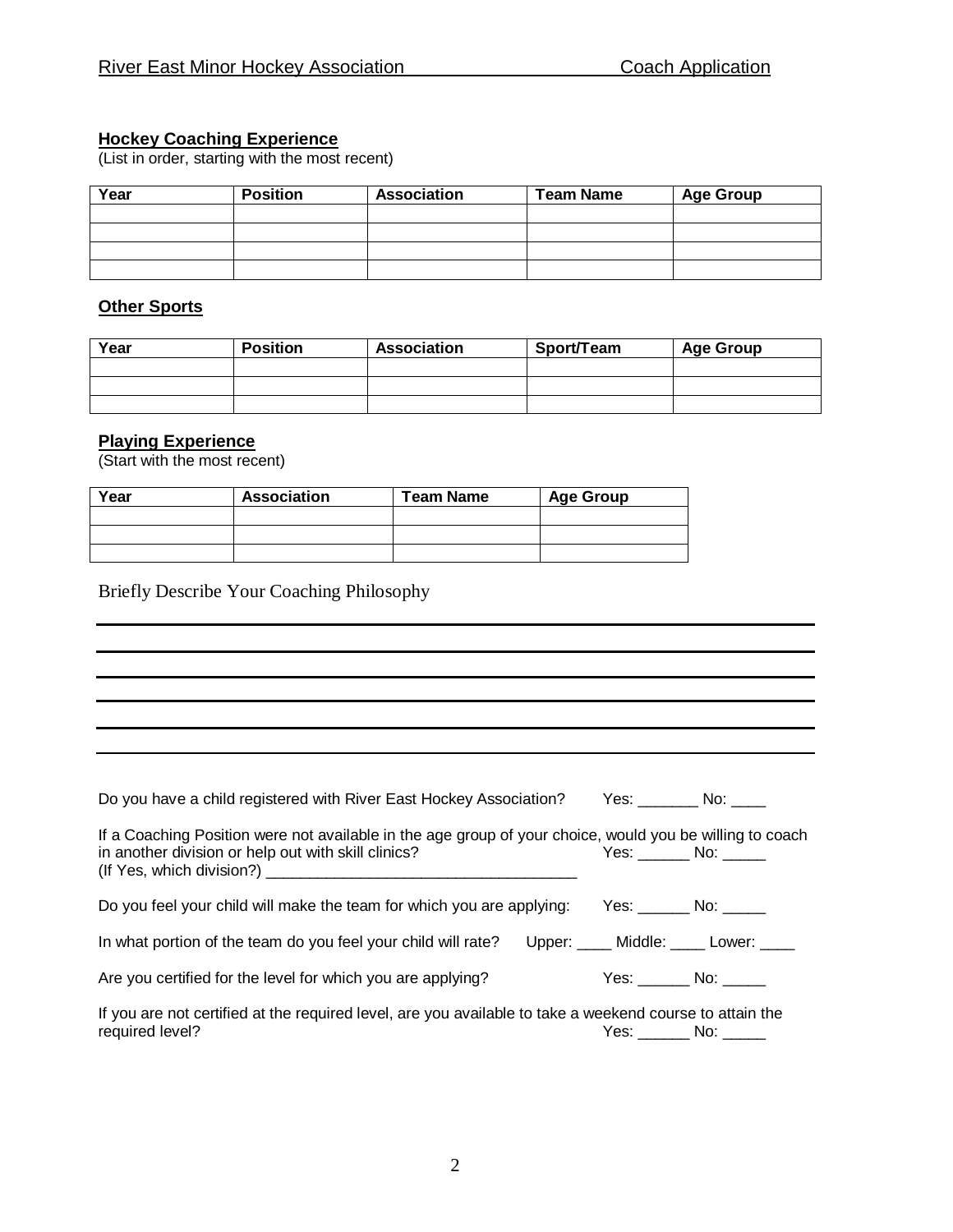## Hockey Coaching Experience

(List in order, starting with the most recent)

| Year | Position | Association | Team Name | Age Group |
| --- | --- | --- | --- | --- |
| | | | | |
| | | | | |
| | | | | |
| | | | | |

## Other Sports

| Year | Position | Association | Sport/Team | Age Group |
| --- | --- | --- | --- | --- |
| | | | | |
| | | | | |
| | | | | |

## Playing Experience

(Start with the most recent)

| Year | Association | Team Name | Age Group |
| --- | --- | --- | --- |
| | | | |
| | | | |
| | | | |

Briefly Describe Your Coaching Philosophy

______________________________________________________________________

______________________________________________________________________

______________________________________________________________________

______________________________________________________________________

______________________________________________________________________

______________________________________________________________________

Do you have a child registered with River East Hockey Association? Yes: _______ No: ____

If a Coaching Position were not available in the age group of your choice, would you be willing to coach in another division or help out with skill clinics? Yes: ______ No: _____
(If Yes, which division?) _____________________________________

Do you feel your child will make the team for which you are applying: Yes: ______ No: _____

In what portion of the team do you feel your child will rate? Upper: ____ Middle: ____ Lower: ____

Are you certified for the level for which you are applying? Yes: ______ No: _____

If you are not certified at the required level, are you available to take a weekend course to attain the required level? Yes: ______ No: _____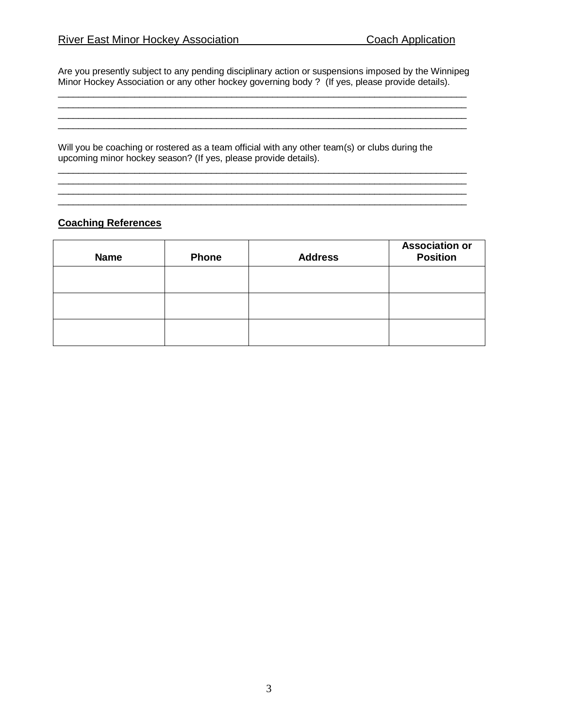Are you presently subject to any pending disciplinary action or suspensions imposed by the Winnipeg Minor Hockey Association or any other hockey governing body ? (If yes, please provide details).

_____________________________________________________________________________________
_____________________________________________________________________________________
_____________________________________________________________________________________
_____________________________________________________________________________________

Will you be coaching or rostered as a team official with any other team(s) or clubs during the upcoming minor hockey season? (If yes, please provide details).

_____________________________________________________________________________________
_____________________________________________________________________________________
_____________________________________________________________________________________
_____________________________________________________________________________________

**Coaching References**

| Name | Phone | Address | Association or Position |
|---|---|---|---|
| | | | |
| | | | |
| | | | |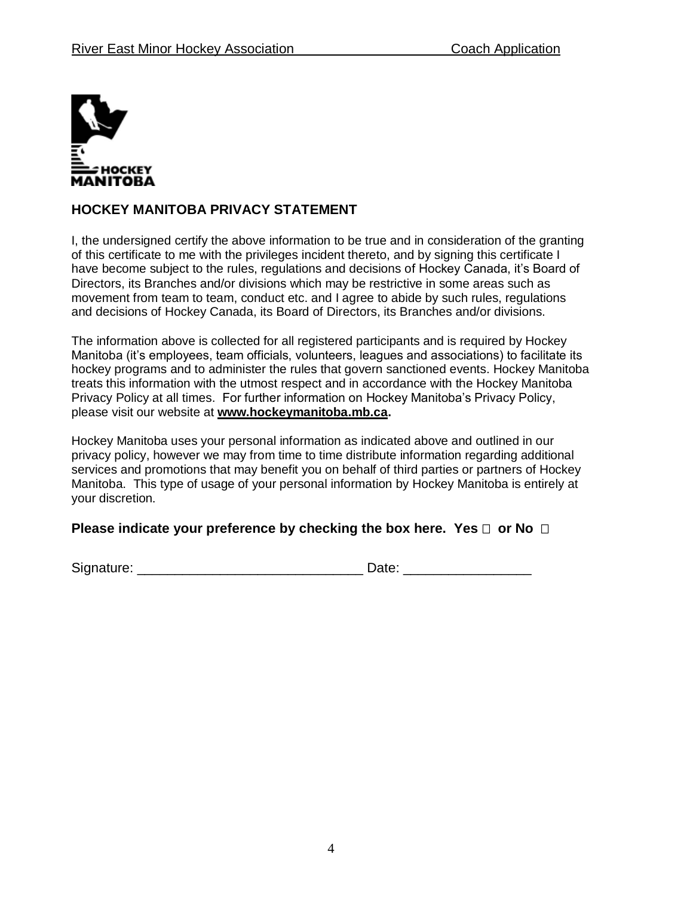## HOCKEY MANITOBA PRIVACY STATEMENT

I, the undersigned certify the above information to be true and in consideration of the granting of this certificate to me with the privileges incident thereto, and by signing this certificate I have become subject to the rules, regulations and decisions of Hockey Canada, it's Board of Directors, its Branches and/or divisions which may be restrictive in some areas such as movement from team to team, conduct etc. and I agree to abide by such rules, regulations and decisions of Hockey Canada, its Board of Directors, its Branches and/or divisions.

The information above is collected for all registered participants and is required by Hockey Manitoba (it's employees, team officials, volunteers, leagues and associations) to facilitate its hockey programs and to administer the rules that govern sanctioned events. Hockey Manitoba treats this information with the utmost respect and in accordance with the Hockey Manitoba Privacy Policy at all times. For further information on Hockey Manitoba's Privacy Policy, please visit our website at **www.hockeymanitoba.mb.ca.**

Hockey Manitoba uses your personal information as indicated above and outlined in our privacy policy, however we may from time to time distribute information regarding additional services and promotions that may benefit you on behalf of third parties or partners of Hockey Manitoba. This type of usage of your personal information by Hockey Manitoba is entirely at your discretion.

**Please indicate your preference by checking the box here. Yes ☐ or No ☐**

Signature: _____________________________ Date: ________________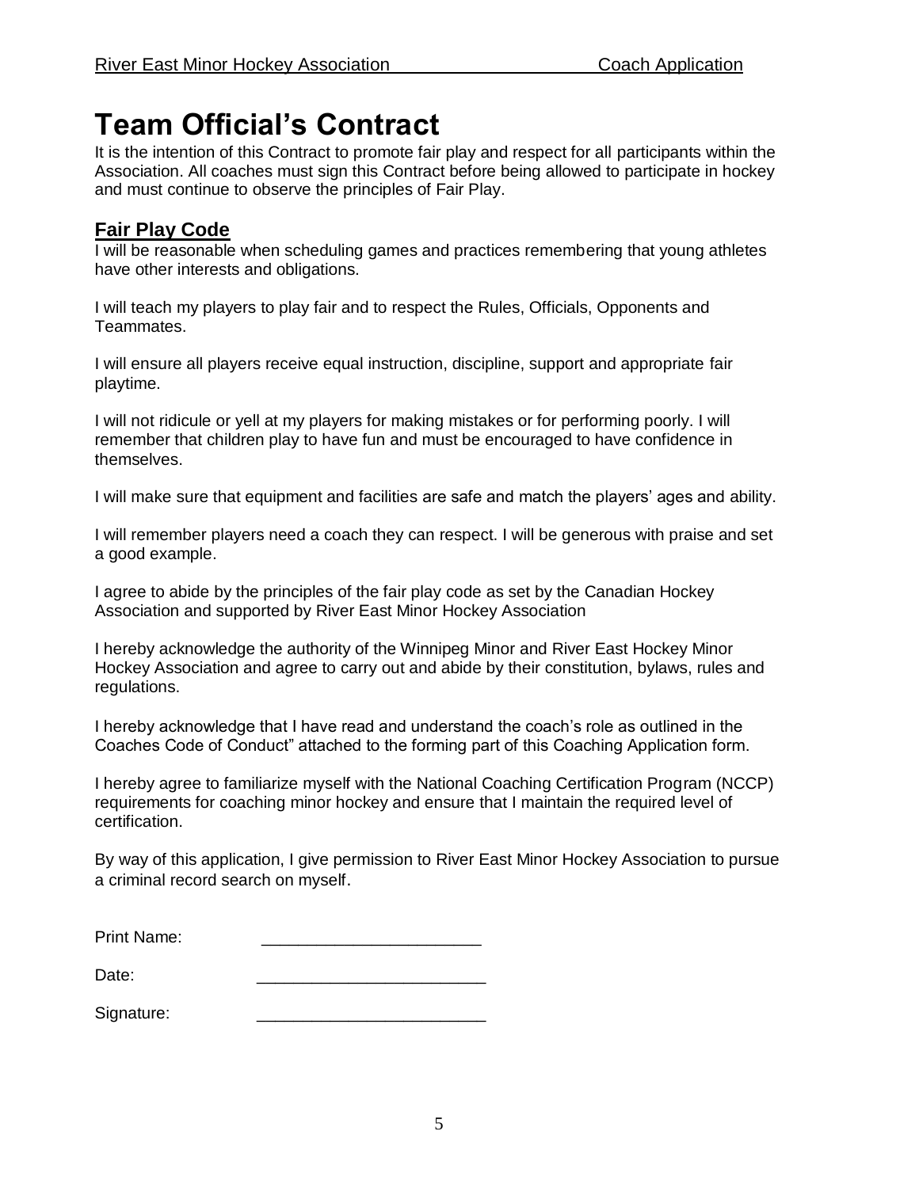# Team Official's Contract

It is the intention of this Contract to promote fair play and respect for all participants within the Association. All coaches must sign this Contract before being allowed to participate in hockey and must continue to observe the principles of Fair Play.

## Fair Play Code

I will be reasonable when scheduling games and practices remembering that young athletes have other interests and obligations.

I will teach my players to play fair and to respect the Rules, Officials, Opponents and Teammates.

I will ensure all players receive equal instruction, discipline, support and appropriate fair playtime.

I will not ridicule or yell at my players for making mistakes or for performing poorly. I will remember that children play to have fun and must be encouraged to have confidence in themselves.

I will make sure that equipment and facilities are safe and match the players' ages and ability.

I will remember players need a coach they can respect. I will be generous with praise and set a good example.

I agree to abide by the principles of the fair play code as set by the Canadian Hockey Association and supported by River East Minor Hockey Association

I hereby acknowledge the authority of the Winnipeg Minor and River East Hockey Minor Hockey Association and agree to carry out and abide by their constitution, bylaws, rules and regulations.

I hereby acknowledge that I have read and understand the coach's role as outlined in the Coaches Code of Conduct" attached to the forming part of this Coaching Application form.

I hereby agree to familiarize myself with the National Coaching Certification Program (NCCP) requirements for coaching minor hockey and ensure that I maintain the required level of certification.

By way of this application, I give permission to River East Minor Hockey Association to pursue a criminal record search on myself.

Print Name: ________________________

Date: ________________________

Signature: ________________________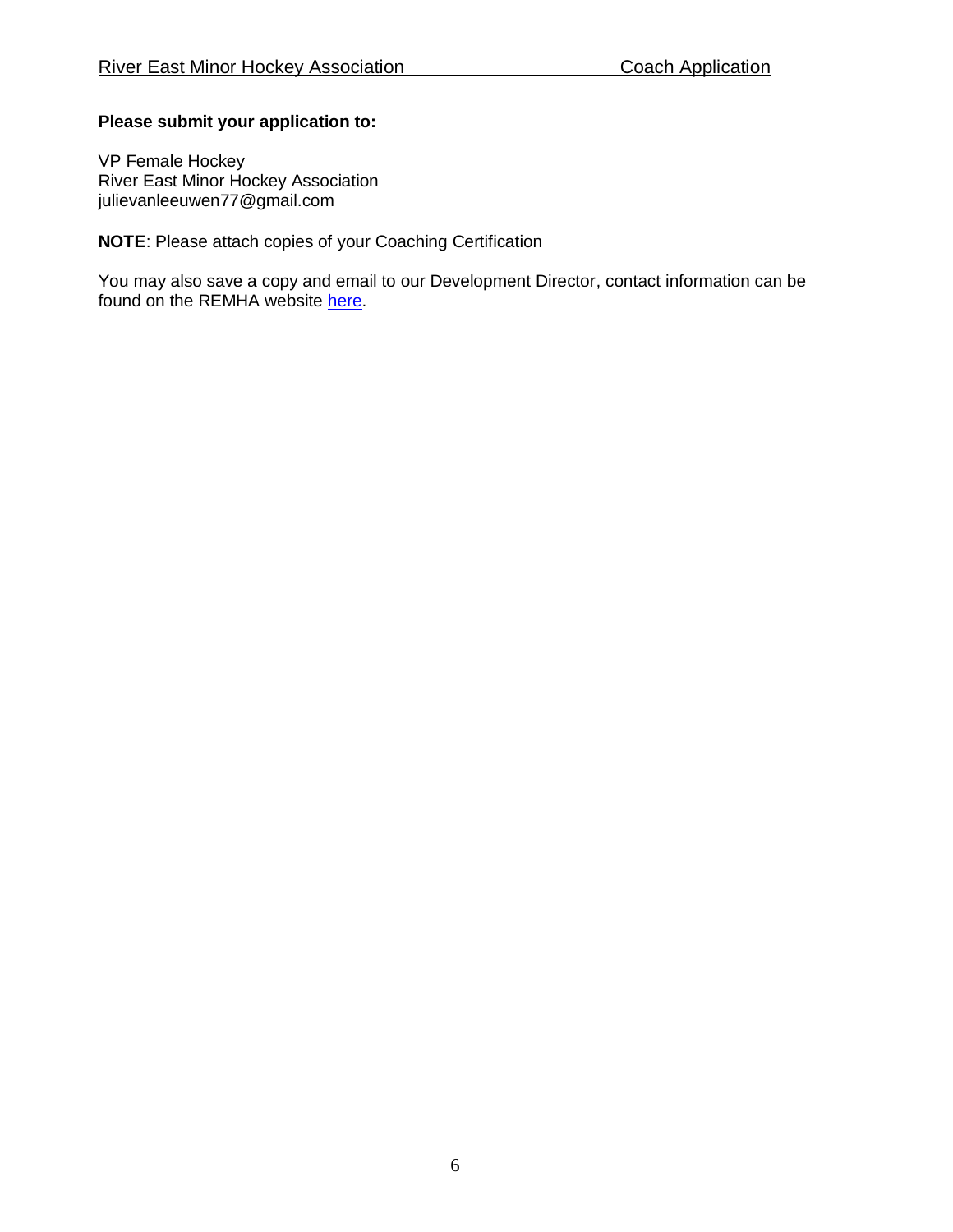**Please submit your application to:**

VP Female Hockey
River East Minor Hockey Association
julievanleeuwen77@gmail.com

**NOTE**: Please attach copies of your Coaching Certification

You may also save a copy and email to our Development Director, contact information can be found on the REMHA website here.